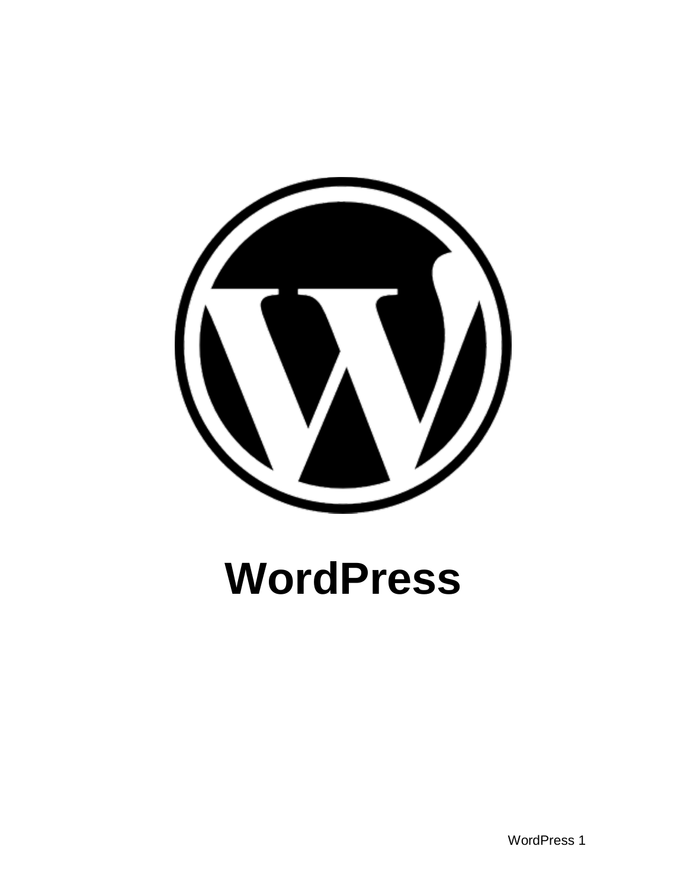# WordPress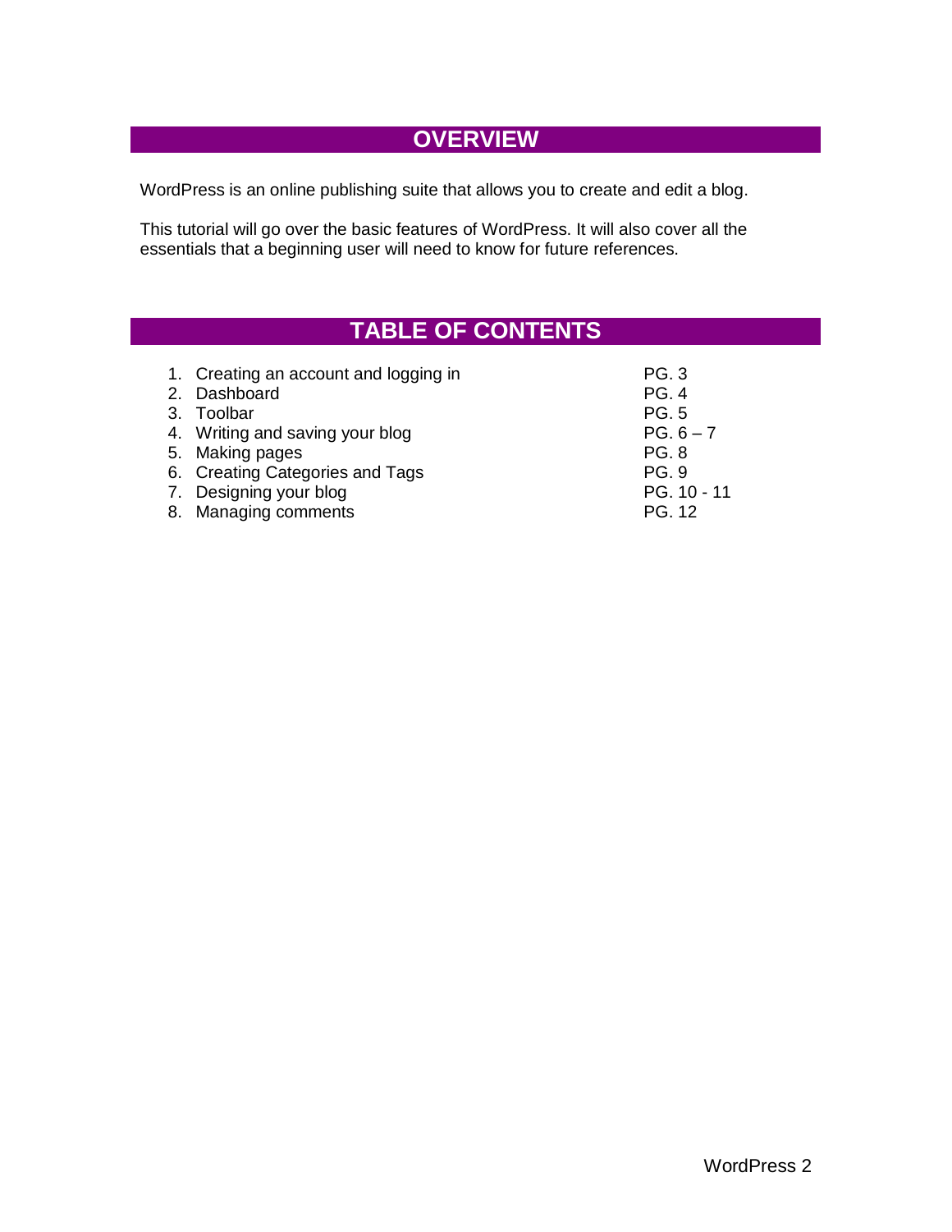## OVERVIEW

WordPress is an online publishing suite that allows you to create and edit a blog.

This tutorial will go over the basic features of WordPress. It will also cover all the essentials that a beginning user will need to know for future references.

## TABLE OF CONTENTS

1. Creating an account and logging in — PG. 3
2. Dashboard — PG. 4
3. Toolbar — PG. 5
4. Writing and saving your blog — PG. 6 – 7
5. Making pages — PG. 8
6. Creating Categories and Tags — PG. 9
7. Designing your blog — PG. 10 - 11
8. Managing comments — PG. 12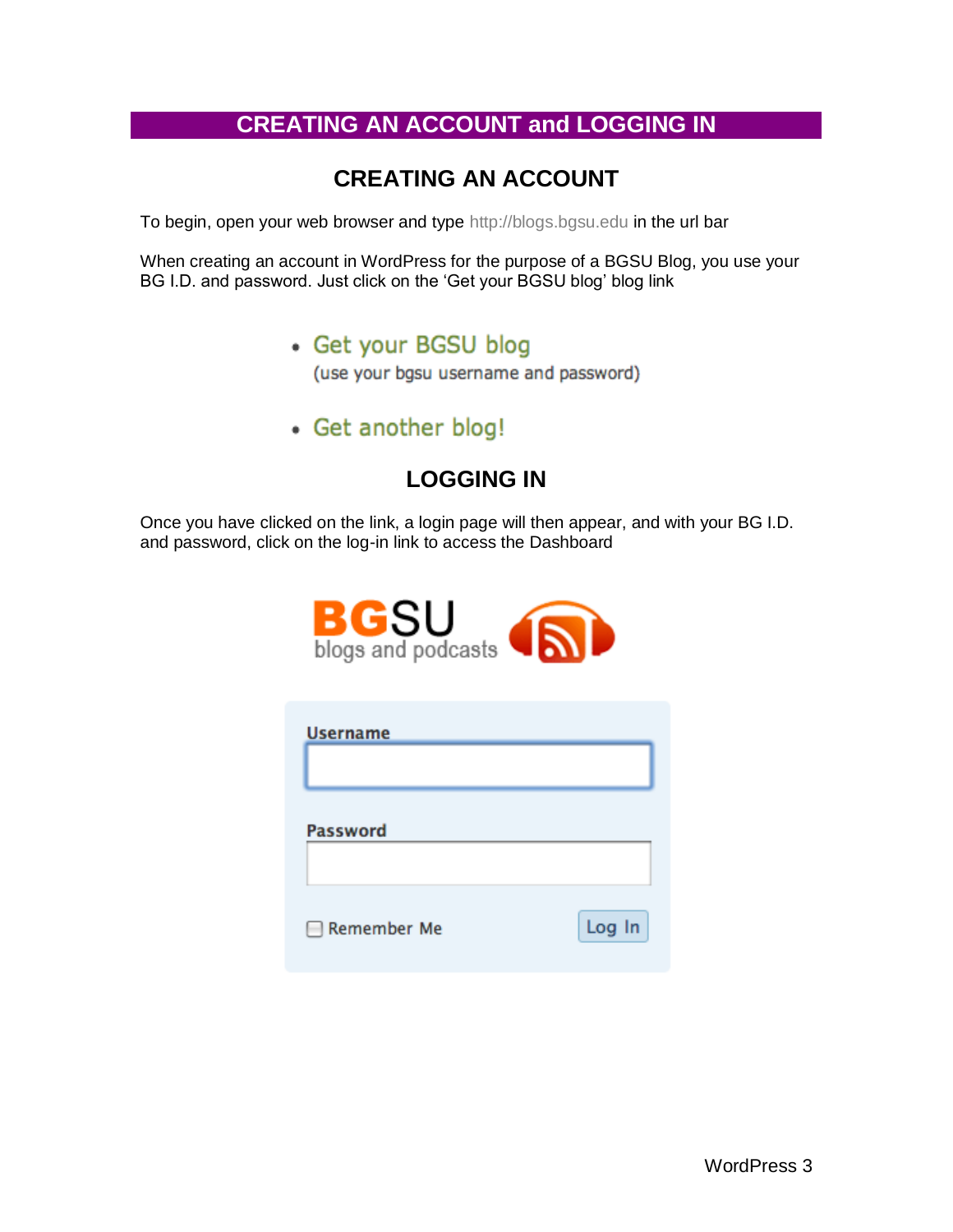# CREATING AN ACCOUNT and LOGGING IN

## CREATING AN ACCOUNT

To begin, open your web browser and type http://blogs.bgsu.edu in the url bar

When creating an account in WordPress for the purpose of a BGSU Blog, you use your BG I.D. and password. Just click on the 'Get your BGSU blog' blog link

- Get your BGSU blog
  (use your bgsu username and password)
- Get another blog!

## LOGGING IN

Once you have clicked on the link, a login page will then appear, and with your BG I.D. and password, click on the log-in link to access the Dashboard

BGSU
blogs and podcasts

Username

Password

Remember Me    Log In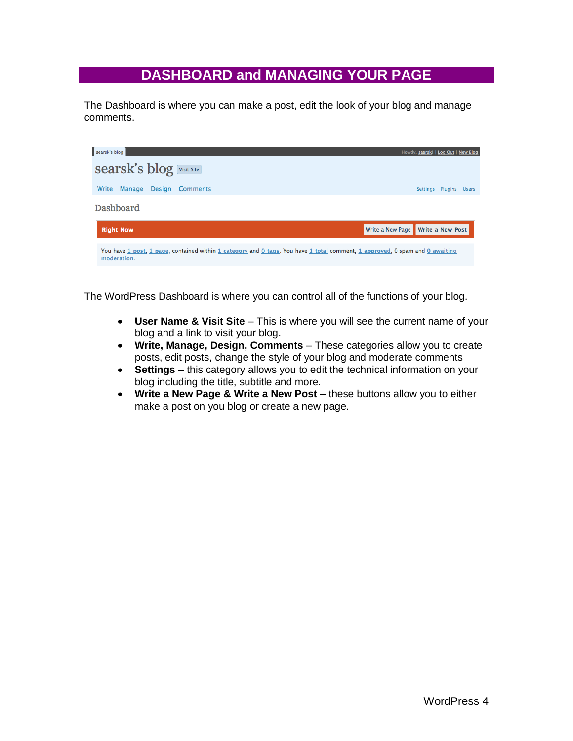# DASHBOARD and MANAGING YOUR PAGE

The Dashboard is where you can make a post, edit the look of your blog and manage comments.

The WordPress Dashboard is where you can control all of the functions of your blog.

- **User Name & Visit Site** – This is where you will see the current name of your blog and a link to visit your blog.
- **Write, Manage, Design, Comments** – These categories allow you to create posts, edit posts, change the style of your blog and moderate comments
- **Settings** – this category allows you to edit the technical information on your blog including the title, subtitle and more.
- **Write a New Page & Write a New Post** – these buttons allow you to either make a post on you blog or create a new page.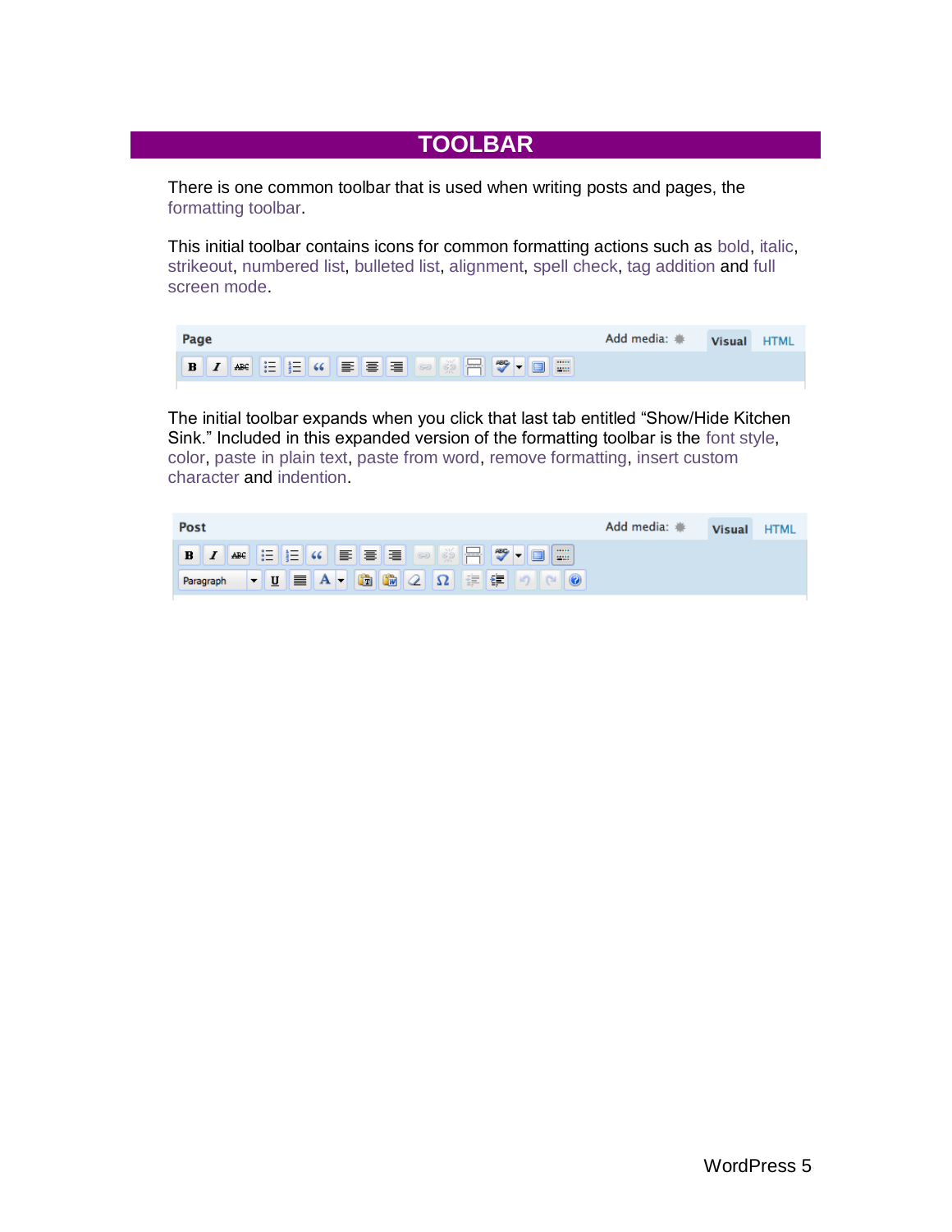# TOOLBAR

There is one common toolbar that is used when writing posts and pages, the formatting toolbar.

This initial toolbar contains icons for common formatting actions such as bold, italic, strikeout, numbered list, bulleted list, alignment, spell check, tag addition and full screen mode.

The initial toolbar expands when you click that last tab entitled "Show/Hide Kitchen Sink." Included in this expanded version of the formatting toolbar is the font style, color, paste in plain text, paste from word, remove formatting, insert custom character and indention.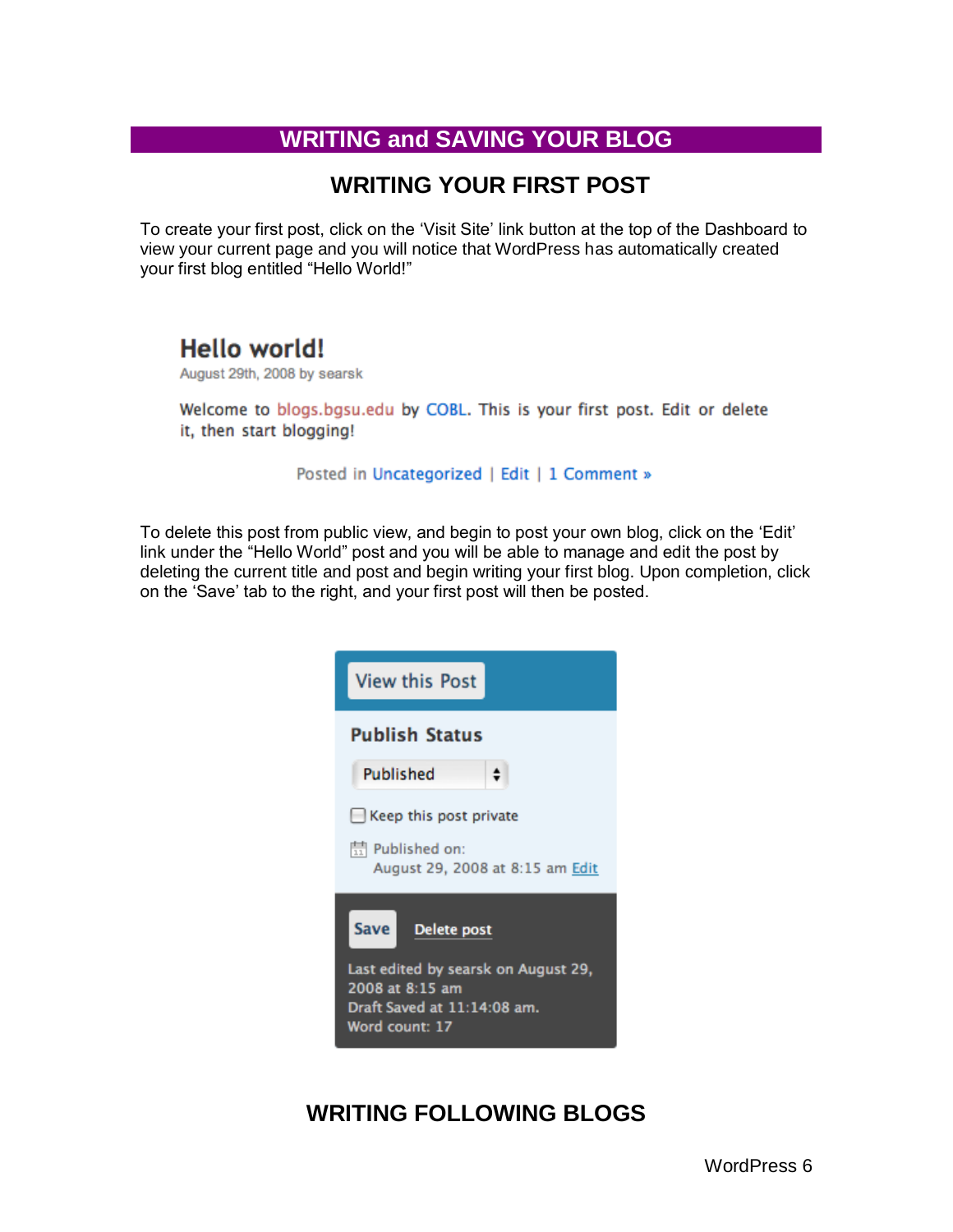## WRITING and SAVING YOUR BLOG

### WRITING YOUR FIRST POST

To create your first post, click on the 'Visit Site' link button at the top of the Dashboard to view your current page and you will notice that WordPress has automatically created your first blog entitled "Hello World!"

To delete this post from public view, and begin to post your own blog, click on the 'Edit' link under the "Hello World" post and you will be able to manage and edit the post by deleting the current title and post and begin writing your first blog. Upon completion, click on the 'Save' tab to the right, and your first post will then be posted.

### WRITING FOLLOWING BLOGS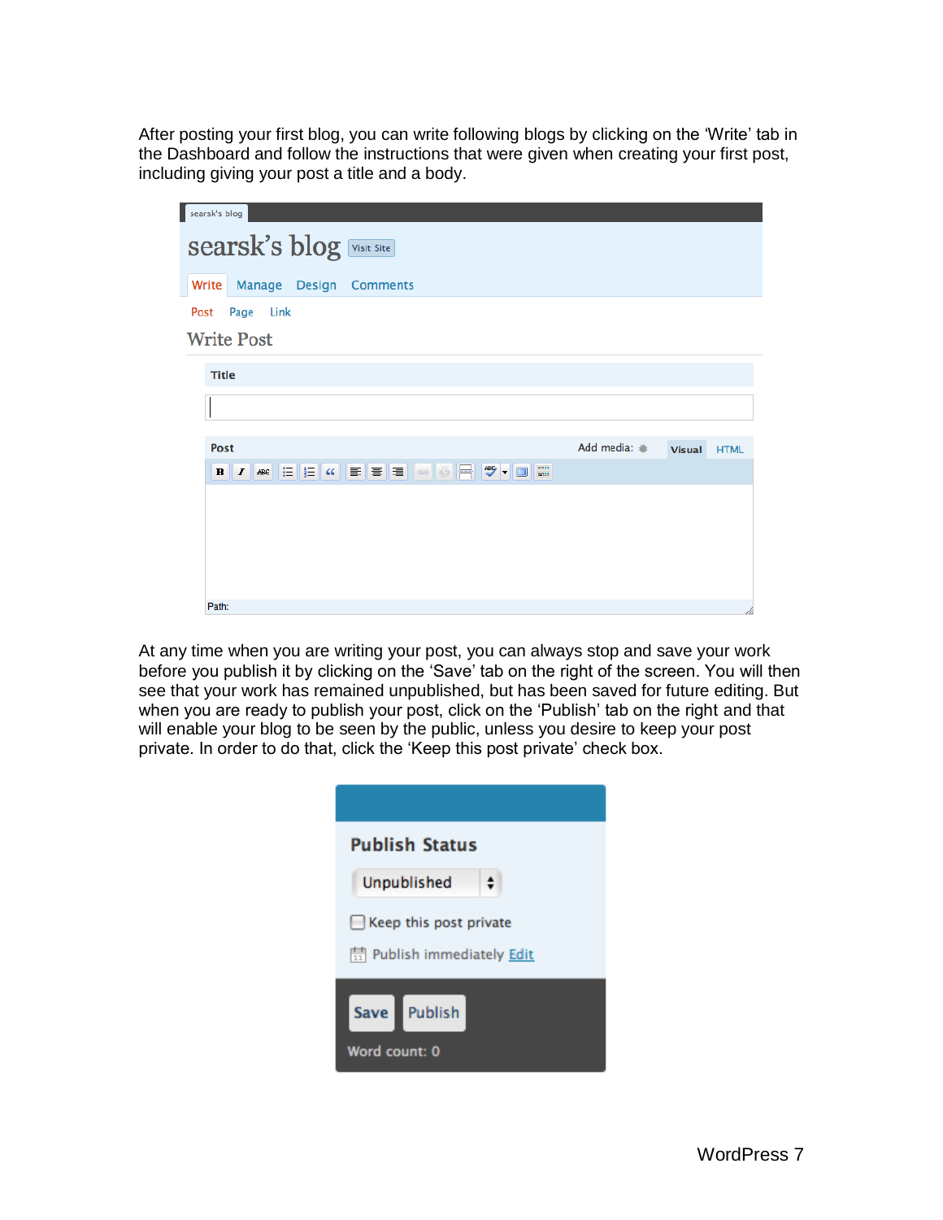After posting your first blog, you can write following blogs by clicking on the ‘Write’ tab in the Dashboard and follow the instructions that were given when creating your first post, including giving your post a title and a body.

At any time when you are writing your post, you can always stop and save your work before you publish it by clicking on the ‘Save’ tab on the right of the screen. You will then see that your work has remained unpublished, but has been saved for future editing. But when you are ready to publish your post, click on the ‘Publish’ tab on the right and that will enable your blog to be seen by the public, unless you desire to keep your post private. In order to do that, click the ‘Keep this post private’ check box.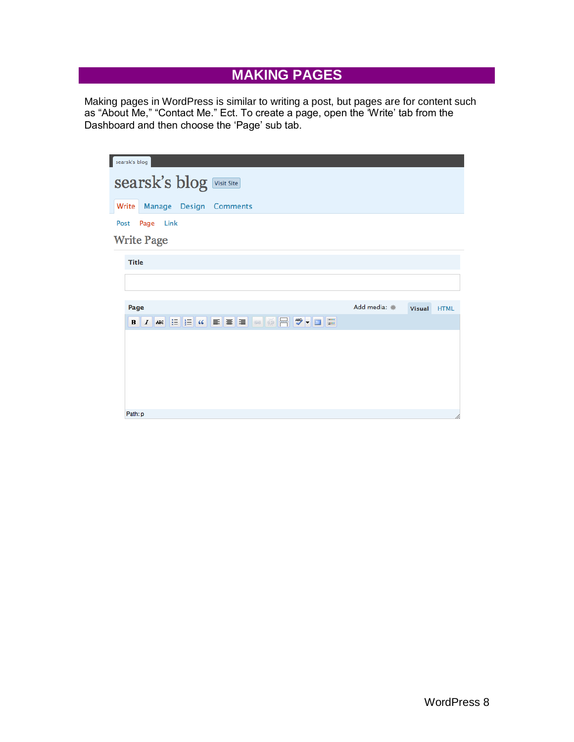# MAKING PAGES

Making pages in WordPress is similar to writing a post, but pages are for content such as “About Me,” “Contact Me.” Ect. To create a page, open the ‘Write’ tab from the Dashboard and then choose the ‘Page’ sub tab.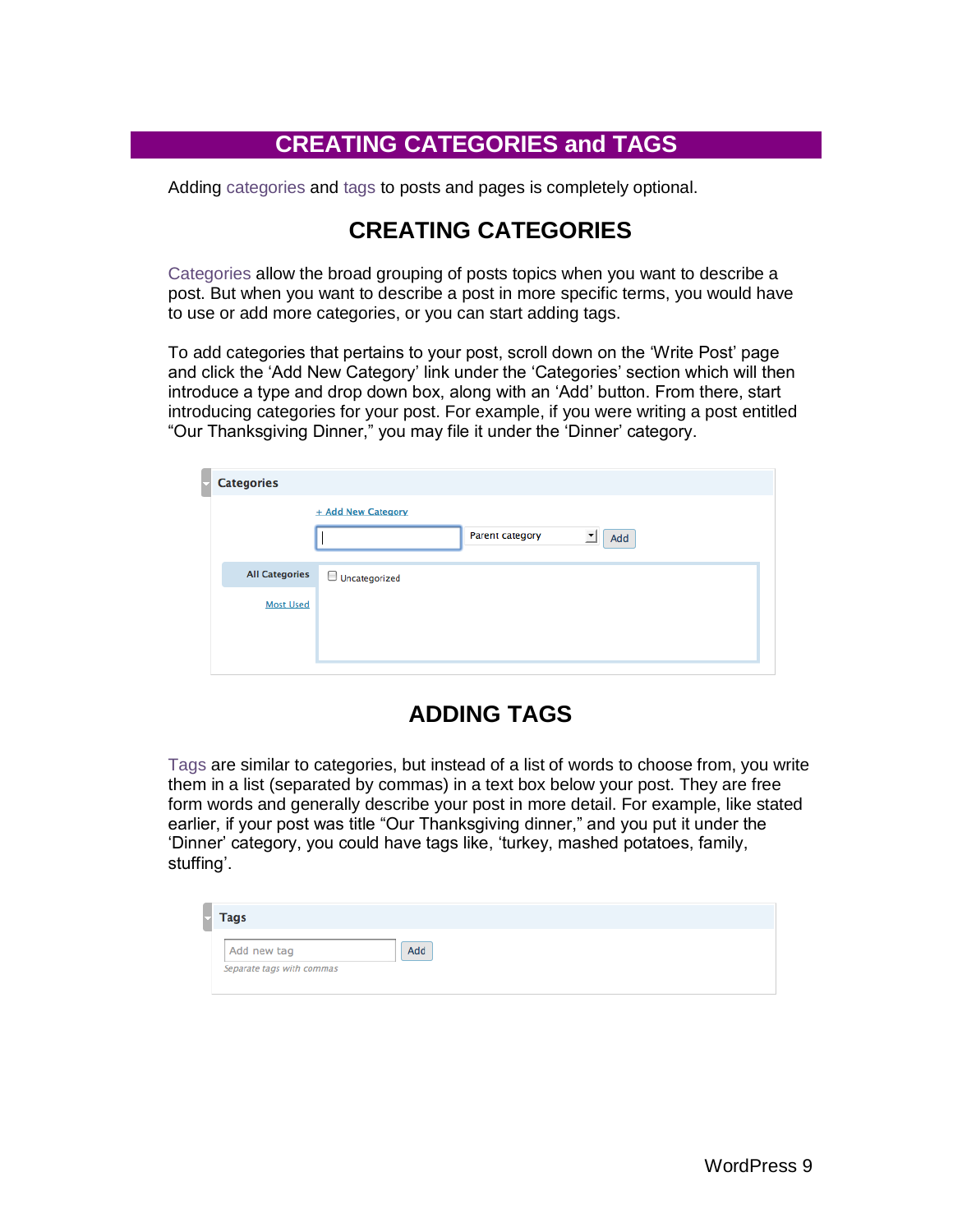# CREATING CATEGORIES and TAGS

Adding categories and tags to posts and pages is completely optional.

## CREATING CATEGORIES

Categories allow the broad grouping of posts topics when you want to describe a post. But when you want to describe a post in more specific terms, you would have to use or add more categories, or you can start adding tags.

To add categories that pertains to your post, scroll down on the 'Write Post' page and click the 'Add New Category' link under the 'Categories' section which will then introduce a type and drop down box, along with an 'Add' button. From there, start introducing categories for your post. For example, if you were writing a post entitled "Our Thanksgiving Dinner," you may file it under the 'Dinner' category.

## ADDING TAGS

Tags are similar to categories, but instead of a list of words to choose from, you write them in a list (separated by commas) in a text box below your post. They are free form words and generally describe your post in more detail. For example, like stated earlier, if your post was title "Our Thanksgiving dinner," and you put it under the 'Dinner' category, you could have tags like, 'turkey, mashed potatoes, family, stuffing'.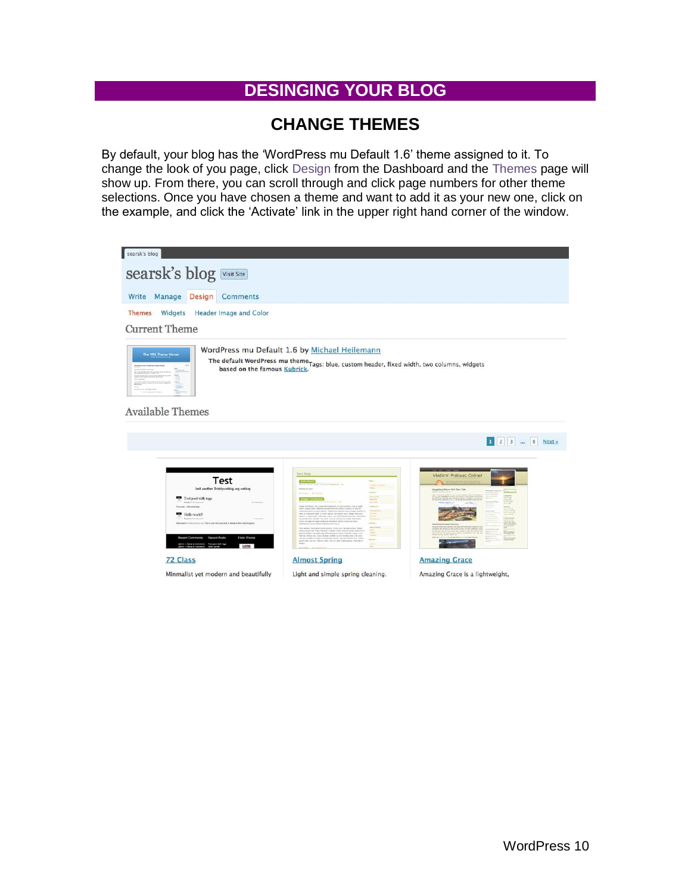# DESINGING YOUR BLOG

## CHANGE THEMES

By default, your blog has the 'WordPress mu Default 1.6' theme assigned to it. To change the look of you page, click Design from the Dashboard and the Themes page will show up. From there, you can scroll through and click page numbers for other theme selections. Once you have chosen a theme and want to add it as your new one, click on the example, and click the 'Activate' link in the upper right hand corner of the window.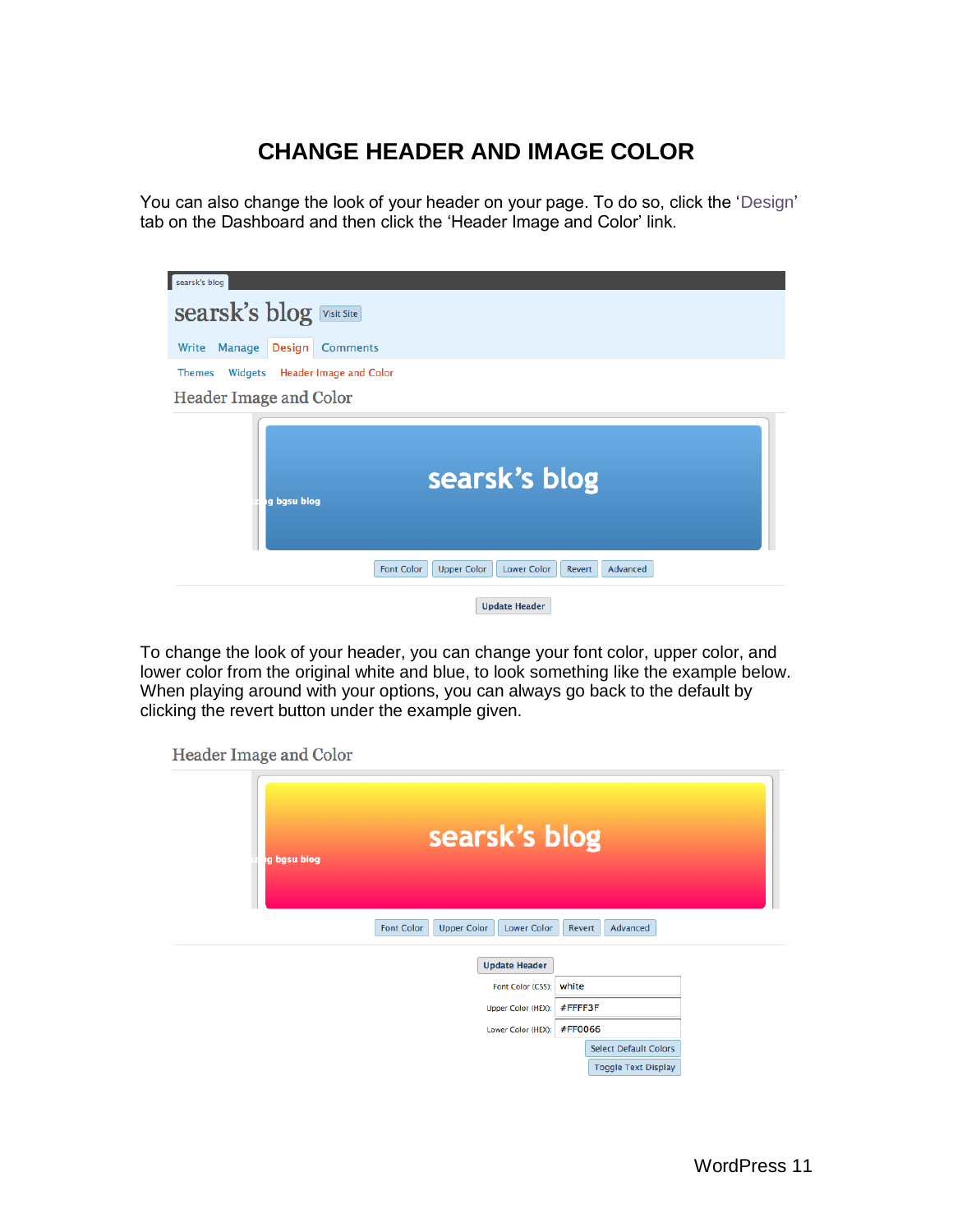# CHANGE HEADER AND IMAGE COLOR

You can also change the look of your header on your page. To do so, click the 'Design' tab on the Dashboard and then click the 'Header Image and Color' link.

To change the look of your header, you can change your font color, upper color, and lower color from the original white and blue, to look something like the example below. When playing around with your options, you can always go back to the default by clicking the revert button under the example given.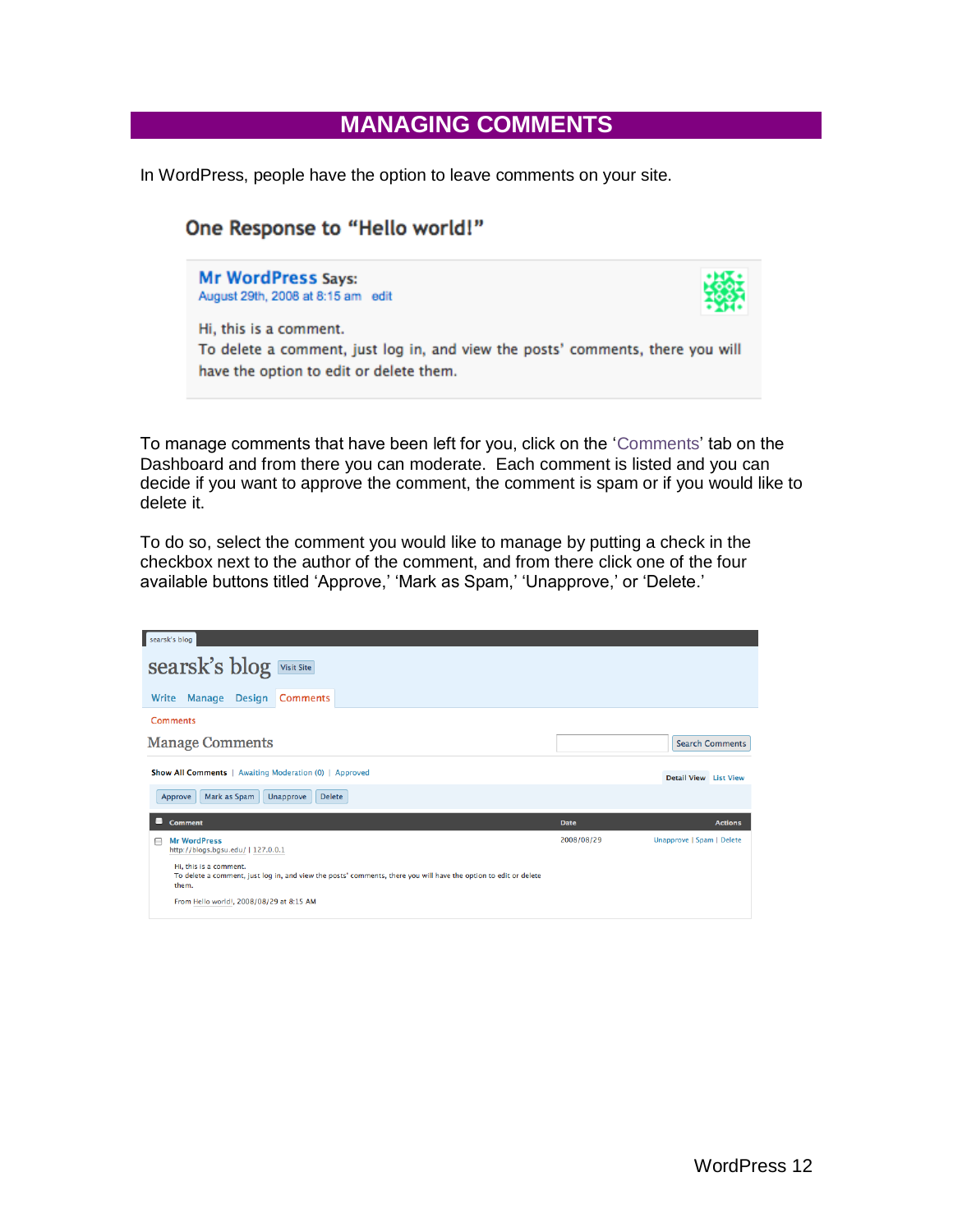# MANAGING COMMENTS

In WordPress, people have the option to leave comments on your site.

To manage comments that have been left for you, click on the 'Comments' tab on the Dashboard and from there you can moderate. Each comment is listed and you can decide if you want to approve the comment, the comment is spam or if you would like to delete it.

To do so, select the comment you would like to manage by putting a check in the checkbox next to the author of the comment, and from there click one of the four available buttons titled 'Approve,' 'Mark as Spam,' 'Unapprove,' or 'Delete.'